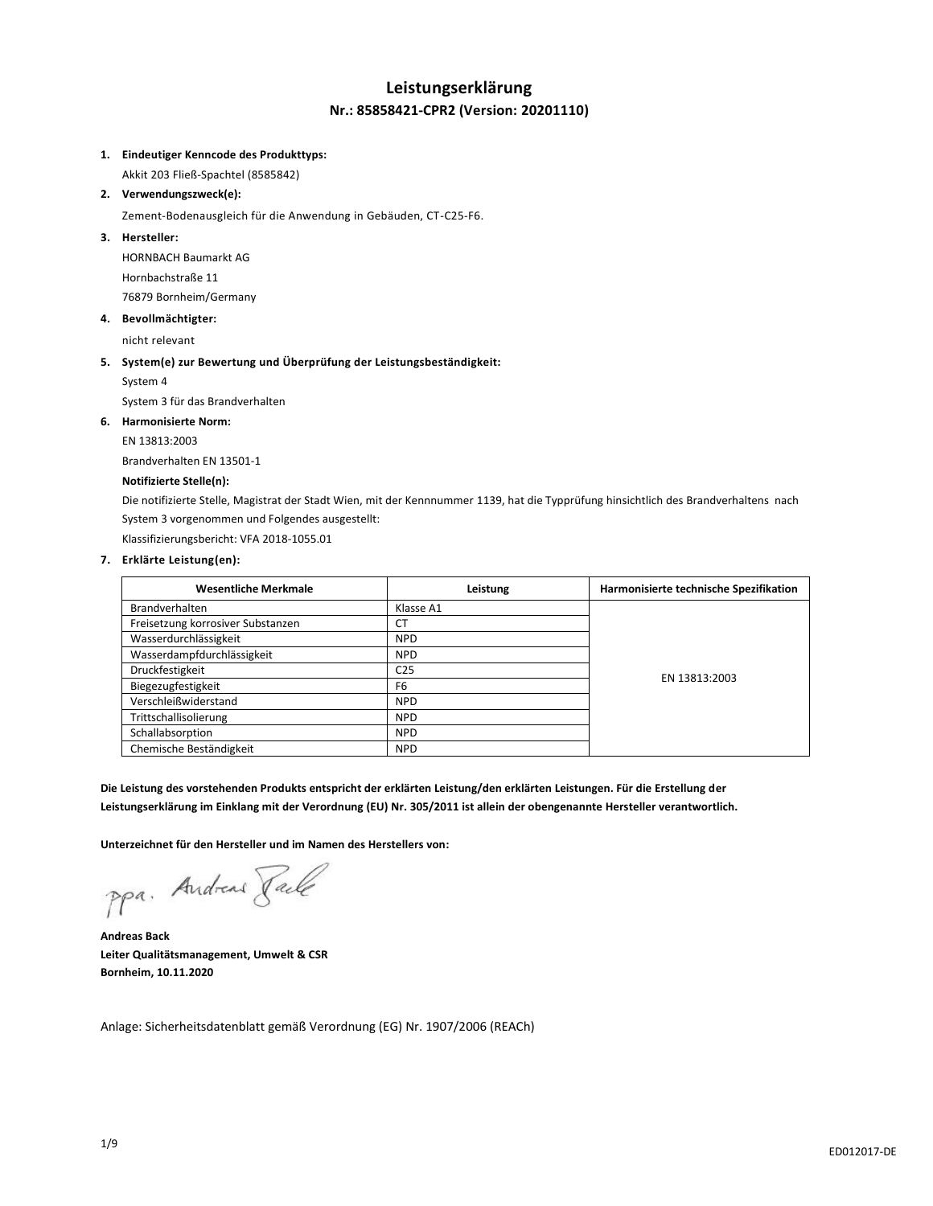# Leistungserklärung

## Nr.: 85858421-CPR2 (Version: 20201110)

1. **Eindeutiger Kenncode des Produkttyps:**

   Akkit 203 Fließ-Spachtel (8585842)

2. **Verwendungszweck(e):**

   Zement-Bodenausgleich für die Anwendung in Gebäuden, CT-C25-F6.

3. **Hersteller:**

   HORNBACH Baumarkt AG

   Hornbachstraße 11

   76879 Bornheim/Germany

4. **Bevollmächtigter:**

   nicht relevant

5. **System(e) zur Bewertung und Überprüfung der Leistungsbeständigkeit:**

   System 4

   System 3 für das Brandverhalten

6. **Harmonisierte Norm:**

   EN 13813:2003

   Brandverhalten EN 13501-1

   **Notifizierte Stelle(n):**

   Die notifizierte Stelle, Magistrat der Stadt Wien, mit der Kennnummer 1139, hat die Typprüfung hinsichtlich des Brandverhaltens nach System 3 vorgenommen und Folgendes ausgestellt:

   Klassifizierungsbericht: VFA 2018-1055.01

7. **Erklärte Leistung(en):**

| Wesentliche Merkmale | Leistung | Harmonisierte technische Spezifikation |
|---|---|---|
| Brandverhalten | Klasse A1 | EN 13813:2003 |
| Freisetzung korrosiver Substanzen | CT | |
| Wasserdurchlässigkeit | NPD | |
| Wasserdampfdurchlässigkeit | NPD | |
| Druckfestigkeit | C25 | |
| Biegezugfestigkeit | F6 | |
| Verschleißwiderstand | NPD | |
| Trittschallisolierung | NPD | |
| Schallabsorption | NPD | |
| Chemische Beständigkeit | NPD | |

**Die Leistung des vorstehenden Produkts entspricht der erklärten Leistung/den erklärten Leistungen. Für die Erstellung der Leistungserklärung im Einklang mit der Verordnung (EU) Nr. 305/2011 ist allein der obengenannte Hersteller verantwortlich.**

**Unterzeichnet für den Hersteller und im Namen des Herstellers von:**

ppa. Andreas Back

**Andreas Back**
**Leiter Qualitätsmanagement, Umwelt & CSR**
**Bornheim, 10.11.2020**

Anlage: Sicherheitsdatenblatt gemäß Verordnung (EG) Nr. 1907/2006 (REACh)

ED012017-DE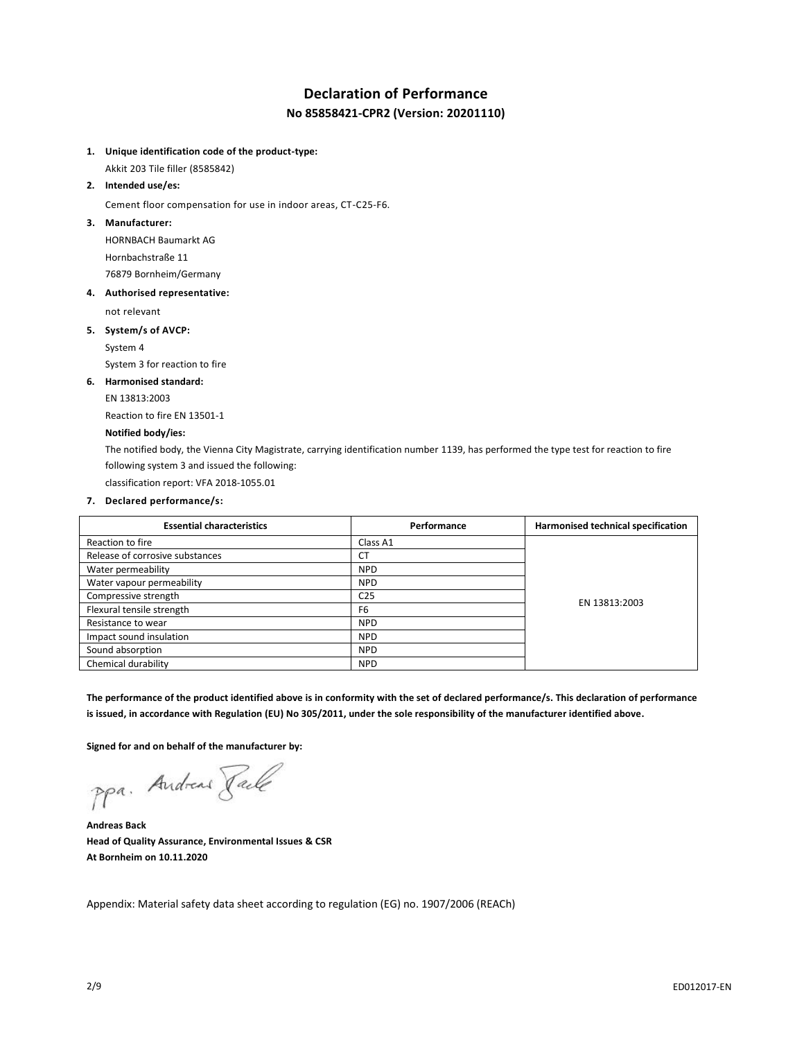# Declaration of Performance

## No 85858421-CPR2 (Version: 20201110)

1. **Unique identification code of the product-type:**

   Akkit 203 Tile filler (8585842)

2. **Intended use/es:**

   Cement floor compensation for use in indoor areas, CT-C25-F6.

3. **Manufacturer:**

   HORNBACH Baumarkt AG

   Hornbachstraße 11

   76879 Bornheim/Germany

4. **Authorised representative:**

   not relevant

5. **System/s of AVCP:**

   System 4

   System 3 for reaction to fire

6. **Harmonised standard:**

   EN 13813:2003

   Reaction to fire EN 13501-1

   **Notified body/ies:**

   The notified body, the Vienna City Magistrate, carrying identification number 1139, has performed the type test for reaction to fire following system 3 and issued the following:

   classification report: VFA 2018-1055.01

7. **Declared performance/s:**

| Essential characteristics | Performance | Harmonised technical specification |
| --- | --- | --- |
| Reaction to fire | Class A1 | EN 13813:2003 |
| Release of corrosive substances | CT | |
| Water permeability | NPD | |
| Water vapour permeability | NPD | |
| Compressive strength | C25 | |
| Flexural tensile strength | F6 | |
| Resistance to wear | NPD | |
| Impact sound insulation | NPD | |
| Sound absorption | NPD | |
| Chemical durability | NPD | |

**The performance of the product identified above is in conformity with the set of declared performance/s. This declaration of performance is issued, in accordance with Regulation (EU) No 305/2011, under the sole responsibility of the manufacturer identified above.**

**Signed for and on behalf of the manufacturer by:**

ppa. Andreas Back

**Andreas Back**
**Head of Quality Assurance, Environmental Issues & CSR**
**At Bornheim on 10.11.2020**

Appendix: Material safety data sheet according to regulation (EG) no. 1907/2006 (REACh)

ED012017-EN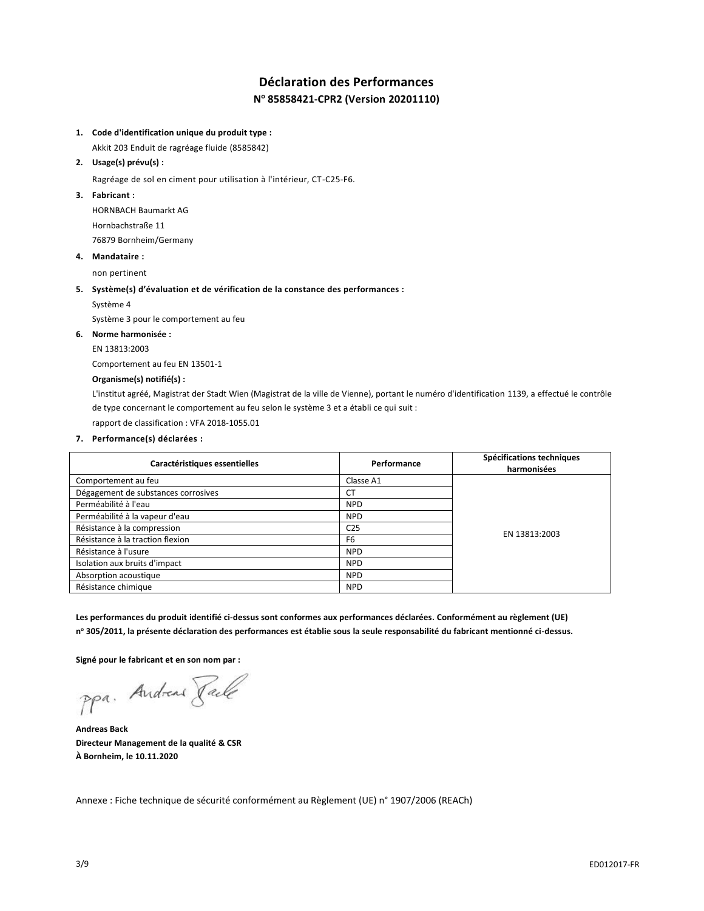# Déclaration des Performances

## N° 85858421-CPR2 (Version 20201110)

1. **Code d'identification unique du produit type :**
   Akkit 203 Enduit de ragréage fluide (8585842)
2. **Usage(s) prévu(s) :**
   Ragréage de sol en ciment pour utilisation à l'intérieur, CT-C25-F6.
3. **Fabricant :**
   HORNBACH Baumarkt AG
   Hornbachstraße 11
   76879 Bornheim/Germany
4. **Mandataire :**
   non pertinent
5. **Système(s) d'évaluation et de vérification de la constance des performances :**
   Système 4
   Système 3 pour le comportement au feu
6. **Norme harmonisée :**
   EN 13813:2003
   Comportement au feu EN 13501-1
   **Organisme(s) notifié(s) :**
   L'institut agréé, Magistrat der Stadt Wien (Magistrat de la ville de Vienne), portant le numéro d'identification 1139, a effectué le contrôle de type concernant le comportement au feu selon le système 3 et a établi ce qui suit :
   rapport de classification : VFA 2018-1055.01
7. **Performance(s) déclarées :**

| Caractéristiques essentielles | Performance | Spécifications techniques harmonisées |
|---|---|---|
| Comportement au feu | Classe A1 | EN 13813:2003 |
| Dégagement de substances corrosives | CT | |
| Perméabilité à l'eau | NPD | |
| Perméabilité à la vapeur d'eau | NPD | |
| Résistance à la compression | C25 | |
| Résistance à la traction flexion | F6 | |
| Résistance à l'usure | NPD | |
| Isolation aux bruits d'impact | NPD | |
| Absorption acoustique | NPD | |
| Résistance chimique | NPD | |

**Les performances du produit identifié ci-dessus sont conformes aux performances déclarées. Conformément au règlement (UE) n° 305/2011, la présente déclaration des performances est établie sous la seule responsabilité du fabricant mentionné ci-dessus.**

**Signé pour le fabricant et en son nom par :**

ppa. Andreas Back

**Andreas Back**
**Directeur Management de la qualité & CSR**
**À Bornheim, le 10.11.2020**

Annexe : Fiche technique de sécurité conformément au Règlement (UE) n° 1907/2006 (REACh)

ED012017-FR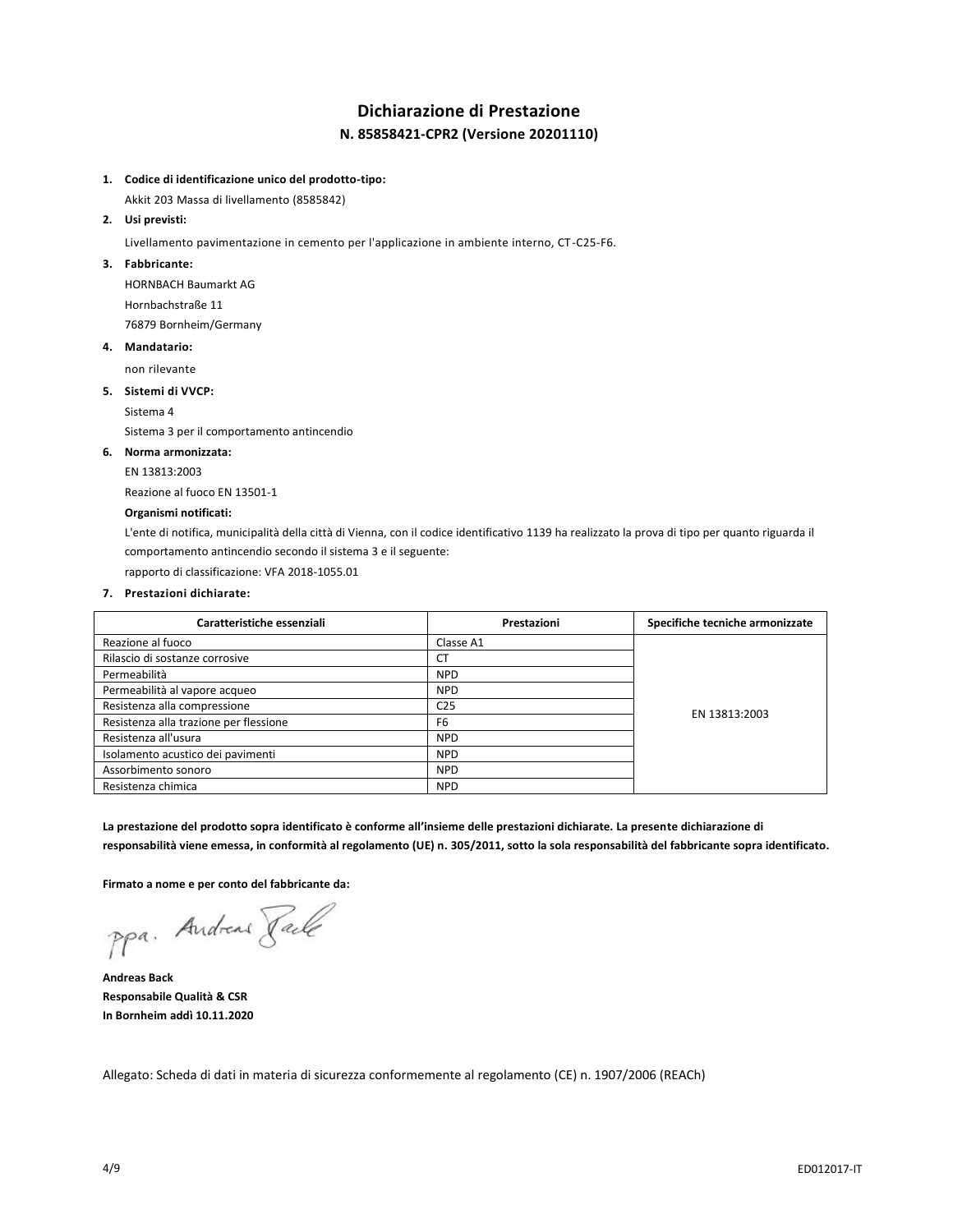# Dichiarazione di Prestazione

## N. 85858421-CPR2 (Versione 20201110)

1. **Codice di identificazione unico del prodotto-tipo:**

   Akkit 203 Massa di livellamento (8585842)

2. **Usi previsti:**

   Livellamento pavimentazione in cemento per l'applicazione in ambiente interno, CT-C25-F6.

3. **Fabbricante:**

   HORNBACH Baumarkt AG

   Hornbachstraße 11

   76879 Bornheim/Germany

4. **Mandatario:**

   non rilevante

5. **Sistemi di VVCP:**

   Sistema 4

   Sistema 3 per il comportamento antincendio

6. **Norma armonizzata:**

   EN 13813:2003

   Reazione al fuoco EN 13501-1

   **Organismi notificati:**

   L'ente di notifica, municipalità della città di Vienna, con il codice identificativo 1139 ha realizzato la prova di tipo per quanto riguarda il comportamento antincendio secondo il sistema 3 e il seguente:

   rapporto di classificazione: VFA 2018-1055.01

7. **Prestazioni dichiarate:**

| Caratteristiche essenziali | Prestazioni | Specifiche tecniche armonizzate |
|---|---|---|
| Reazione al fuoco | Classe A1 | EN 13813:2003 |
| Rilascio di sostanze corrosive | CT | |
| Permeabilità | NPD | |
| Permeabilità al vapore acqueo | NPD | |
| Resistenza alla compressione | C25 | |
| Resistenza alla trazione per flessione | F6 | |
| Resistenza all'usura | NPD | |
| Isolamento acustico dei pavimenti | NPD | |
| Assorbimento sonoro | NPD | |
| Resistenza chimica | NPD | |

**La prestazione del prodotto sopra identificato è conforme all'insieme delle prestazioni dichiarate. La presente dichiarazione di responsabilità viene emessa, in conformità al regolamento (UE) n. 305/2011, sotto la sola responsabilità del fabbricante sopra identificato.**

**Firmato a nome e per conto del fabbricante da:**

ppa. Andreas Back

**Andreas Back**
**Responsabile Qualità & CSR**
**In Bornheim addì 10.11.2020**

Allegato: Scheda di dati in materia di sicurezza conformemente al regolamento (CE) n. 1907/2006 (REACh)

ED012017-IT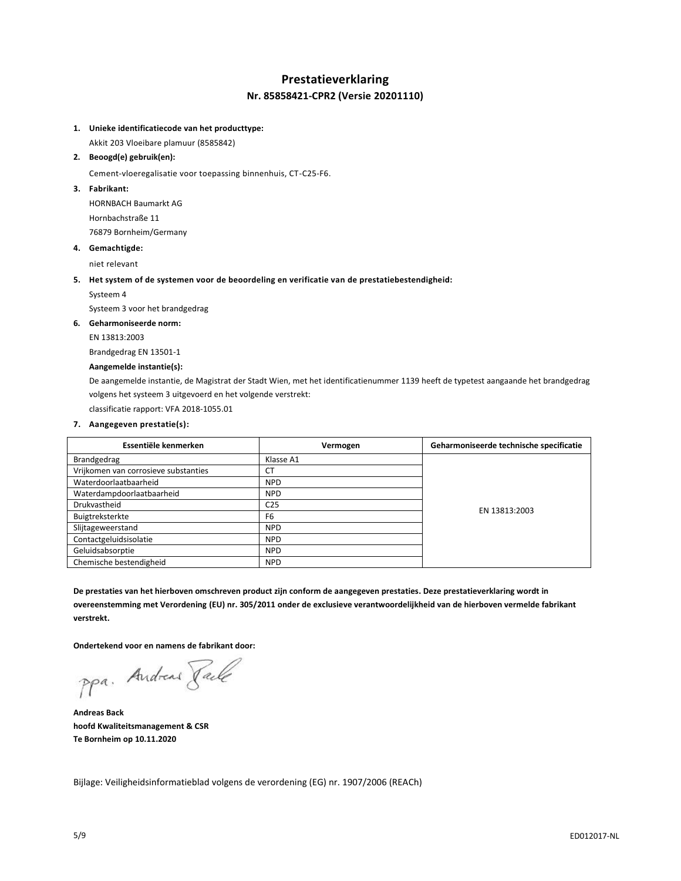# Prestatieverklaring

## Nr. 85858421-CPR2 (Versie 20201110)

1. **Unieke identificatiecode van het producttype:**
   Akkit 203 Vloeibare plamuur (8585842)
2. **Beoogd(e) gebruik(en):**
   Cement-vloeregalisatie voor toepassing binnenhuis, CT-C25-F6.
3. **Fabrikant:**
   HORNBACH Baumarkt AG
   Hornbachstraße 11
   76879 Bornheim/Germany
4. **Gemachtigde:**
   niet relevant
5. **Het system of de systemen voor de beoordeling en verificatie van de prestatiebestendigheid:**
   Systeem 4
   Systeem 3 voor het brandgedrag
6. **Geharmoniseerde norm:**
   EN 13813:2003
   Brandgedrag EN 13501-1

   **Aangemelde instantie(s):**

   De aangemelde instantie, de Magistrat der Stadt Wien, met het identificatienummer 1139 heeft de typetest aangaande het brandgedrag volgens het systeem 3 uitgevoerd en het volgende verstrekt:
   classificatie rapport: VFA 2018-1055.01
7. **Aangegeven prestatie(s):**

| Essentiële kenmerken | Vermogen | Geharmoniseerde technische specificatie |
|---|---|---|
| Brandgedrag | Klasse A1 | EN 13813:2003 |
| Vrijkomen van corrosieve substanties | CT | |
| Waterdoorlaatbaarheid | NPD | |
| Waterdampdoorlaatbaarheid | NPD | |
| Drukvastheid | C25 | |
| Buigtreksterkte | F6 | |
| Slijtageweerstand | NPD | |
| Contactgeluidsisolatie | NPD | |
| Geluidsabsorptie | NPD | |
| Chemische bestendigheid | NPD | |

**De prestaties van het hierboven omschreven product zijn conform de aangegeven prestaties. Deze prestatieverklaring wordt in overeenstemming met Verordening (EU) nr. 305/2011 onder de exclusieve verantwoordelijkheid van de hierboven vermelde fabrikant verstrekt.**

**Ondertekend voor en namens de fabrikant door:**

ppa. Andreas Back

**Andreas Back**
**hoofd Kwaliteitsmanagement & CSR**
**Te Bornheim op 10.11.2020**

Bijlage: Veiligheidsinformatieblad volgens de verordening (EG) nr. 1907/2006 (REACh)

ED012017-NL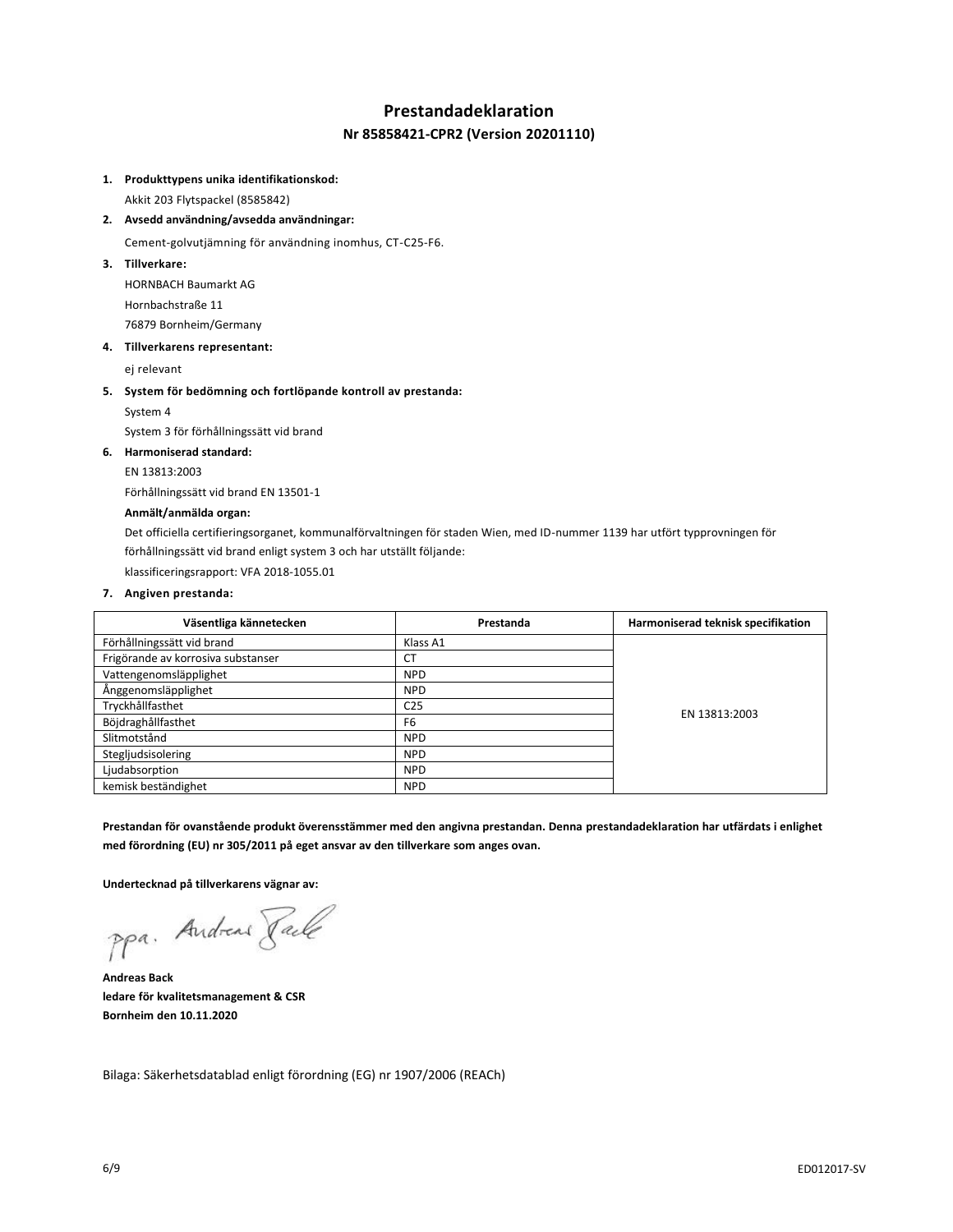# Prestandadeklaration

## Nr 85858421-CPR2 (Version 20201110)

1. **Produkttypens unika identifikationskod:**

   Akkit 203 Flytspackel (8585842)

2. **Avsedd användning/avsedda användningar:**

   Cement-golvutjämning för användning inomhus, CT-C25-F6.

3. **Tillverkare:**

   HORNBACH Baumarkt AG

   Hornbachstraße 11

   76879 Bornheim/Germany

4. **Tillverkarens representant:**

   ej relevant

5. **System för bedömning och fortlöpande kontroll av prestanda:**

   System 4

   System 3 för förhållningssätt vid brand

6. **Harmoniserad standard:**

   EN 13813:2003

   Förhållningssätt vid brand EN 13501-1

   **Anmält/anmälda organ:**

   Det officiella certifieringsorganet, kommunalförvaltningen för staden Wien, med ID-nummer 1139 har utfört typprovningen för förhållningssätt vid brand enligt system 3 och har utställt följande:

   klassificeringsrapport: VFA 2018-1055.01

7. **Angiven prestanda:**

| Väsentliga kännetecken | Prestanda | Harmoniserad teknisk specifikation |
|---|---|---|
| Förhållningssätt vid brand | Klass A1 | EN 13813:2003 |
| Frigörande av korrosiva substanser | CT | |
| Vattengenomsläpplighet | NPD | |
| Ånggenomsläpplighet | NPD | |
| Tryckhållfasthet | C25 | |
| Böjdraghållfasthet | F6 | |
| Slitmotstånd | NPD | |
| Stegljudsisolering | NPD | |
| Ljudabsorption | NPD | |
| kemisk beständighet | NPD | |

**Prestandan för ovanstående produkt överensstämmer med den angivna prestandan. Denna prestandadeklaration har utfärdats i enlighet med förordning (EU) nr 305/2011 på eget ansvar av den tillverkare som anges ovan.**

**Undertecknad på tillverkarens vägnar av:**

ppa. Andreas Back

**Andreas Back**
**ledare för kvalitetsmanagement & CSR**
**Bornheim den 10.11.2020**

Bilaga: Säkerhetsdatablad enligt förordning (EG) nr 1907/2006 (REACh)

ED012017-SV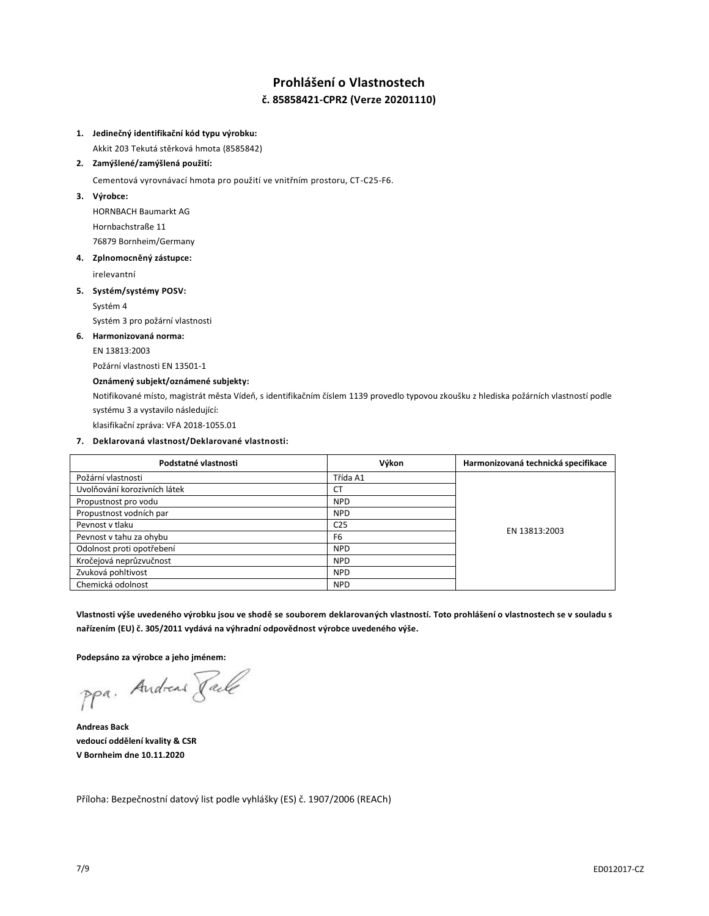# Prohlášení o Vlastnostech

## č. 85858421-CPR2 (Verze 20201110)

1. **Jedinečný identifikační kód typu výrobku:**

   Akkit 203 Tekutá stěrková hmota (8585842)

2. **Zamýšlené/zamýšlená použití:**

   Cementová vyrovnávací hmota pro použití ve vnitřním prostoru, CT-C25-F6.

3. **Výrobce:**

   HORNBACH Baumarkt AG

   Hornbachstraße 11

   76879 Bornheim/Germany

4. **Zplnomocněný zástupce:**

   irelevantní

5. **Systém/systémy POSV:**

   Systém 4

   Systém 3 pro požární vlastnosti

6. **Harmonizovaná norma:**

   EN 13813:2003

   Požární vlastnosti EN 13501-1

   **Oznámený subjekt/oznámené subjekty:**

   Notifikované místo, magistrát města Vídeň, s identifikačním číslem 1139 provedlo typovou zkoušku z hlediska požárních vlastností podle systému 3 a vystavilo následující:

   klasifikační zpráva: VFA 2018-1055.01

7. **Deklarovaná vlastnost/Deklarované vlastnosti:**

| Podstatné vlastnosti | Výkon | Harmonizovaná technická specifikace |
| --- | --- | --- |
| Požární vlastnosti | Třída A1 | EN 13813:2003 |
| Uvolňování korozivních látek | CT | |
| Propustnost pro vodu | NPD | |
| Propustnost vodních par | NPD | |
| Pevnost v tlaku | C25 | |
| Pevnost v tahu za ohybu | F6 | |
| Odolnost proti opotřebení | NPD | |
| Kročejová neprůzvučnost | NPD | |
| Zvuková pohltivost | NPD | |
| Chemická odolnost | NPD | |

**Vlastnosti výše uvedeného výrobku jsou ve shodě se souborem deklarovaných vlastností. Toto prohlášení o vlastnostech se v souladu s nařízením (EU) č. 305/2011 vydává na výhradní odpovědnost výrobce uvedeného výše.**

**Podepsáno za výrobce a jeho jménem:**

ppa. Andreas Back

**Andreas Back**
**vedoucí oddělení kvality & CSR**
**V Bornheim dne 10.11.2020**

Příloha: Bezpečnostní datový list podle vyhlášky (ES) č. 1907/2006 (REACh)

ED012017-CZ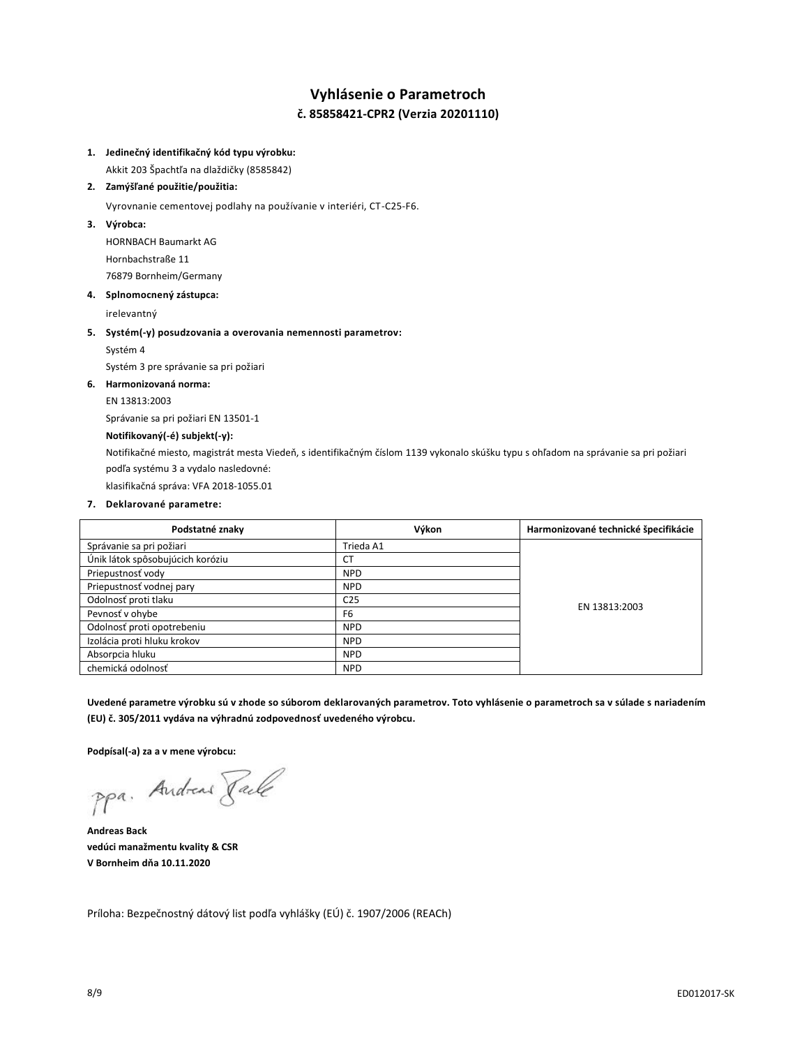# Vyhlásenie o Parametroch

## č. 85858421-CPR2 (Verzia 20201110)

1. **Jedinečný identifikačný kód typu výrobku:**

   Akkit 203 Špachtľa na dlaždičky (8585842)

2. **Zamýšľané použitie/použitia:**

   Vyrovnanie cementovej podlahy na používanie v interiéri, CT-C25-F6.

3. **Výrobca:**

   HORNBACH Baumarkt AG

   Hornbachstraße 11

   76879 Bornheim/Germany

4. **Splnomocnený zástupca:**

   irelevantný

5. **Systém(-y) posudzovania a overovania nemennosti parametrov:**

   Systém 4

   Systém 3 pre správanie sa pri požiari

6. **Harmonizovaná norma:**

   EN 13813:2003

   Správanie sa pri požiari EN 13501-1

   **Notifikovaný(-é) subjekt(-y):**

   Notifikačné miesto, magistrát mesta Viedeň, s identifikačným číslom 1139 vykonalo skúšku typu s ohľadom na správanie sa pri požiari podľa systému 3 a vydalo nasledovné:

   klasifikačná správa: VFA 2018-1055.01

7. **Deklarované parametre:**

| Podstatné znaky | Výkon | Harmonizované technické špecifikácie |
|---|---|---|
| Správanie sa pri požiari | Trieda A1 | EN 13813:2003 |
| Únik látok spôsobujúcich koróziu | CT | |
| Priepustnosť vody | NPD | |
| Priepustnosť vodnej pary | NPD | |
| Odolnosť proti tlaku | C25 | |
| Pevnosť v ohybe | F6 | |
| Odolnosť proti opotrebeniu | NPD | |
| Izolácia proti hluku krokov | NPD | |
| Absorpcia hluku | NPD | |
| chemická odolnosť | NPD | |

**Uvedené parametre výrobku sú v zhode so súborom deklarovaných parametrov. Toto vyhlásenie o parametroch sa v súlade s nariadením (EU) č. 305/2011 vydáva na výhradnú zodpovednosť uvedeného výrobcu.**

**Podpísal(-a) za a v mene výrobcu:**

ppa. Andreas Back

**Andreas Back**
**vedúci manažmentu kvality & CSR**
**V Bornheim dňa 10.11.2020**

Príloha: Bezpečnostný dátový list podľa vyhlášky (EÚ) č. 1907/2006 (REACh)

ED012017-SK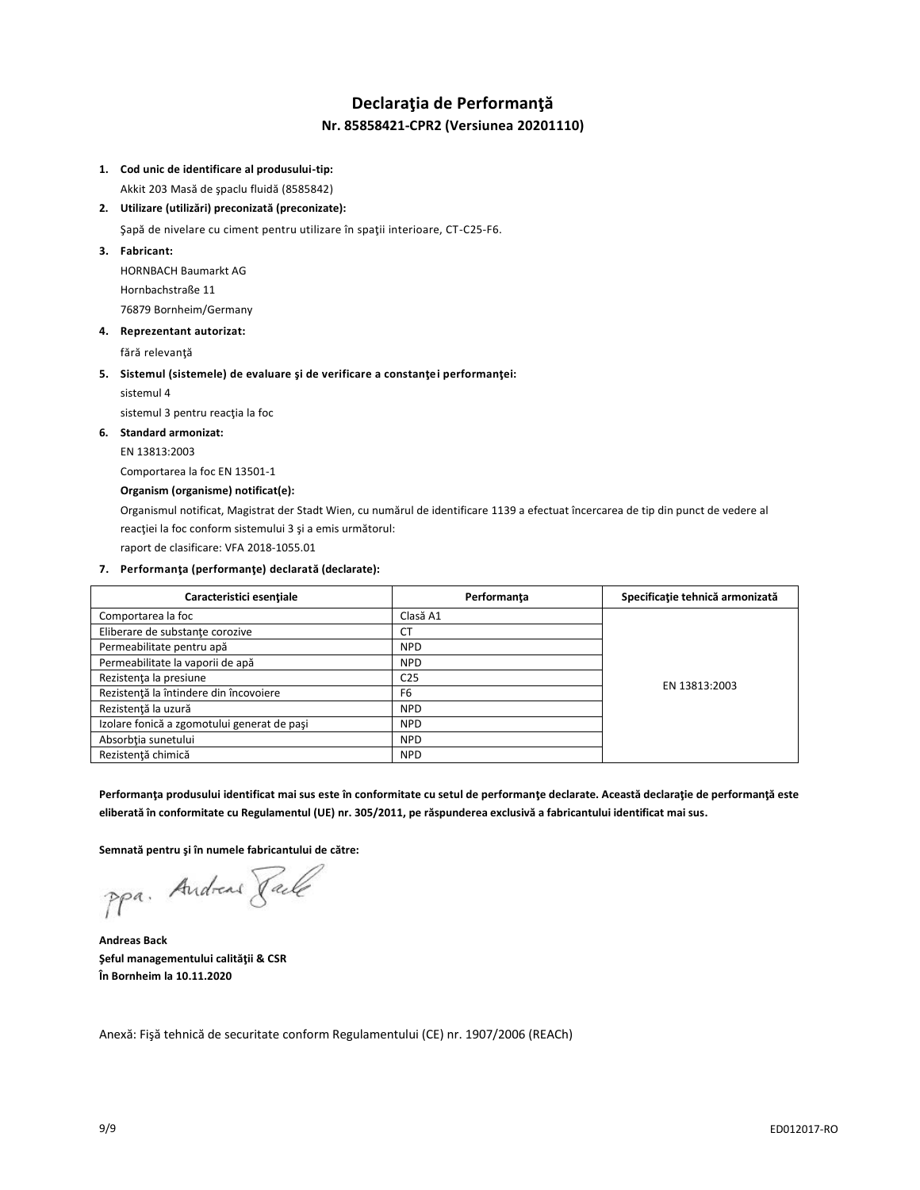# Declaraţia de Performanţă

## Nr. 85858421-CPR2 (Versiunea 20201110)

1. **Cod unic de identificare al produsului-tip:**
   Akkit 203 Masă de şpaclu fluidă (8585842)
2. **Utilizare (utilizări) preconizată (preconizate):**
   Şapă de nivelare cu ciment pentru utilizare în spaţii interioare, CT-C25-F6.
3. **Fabricant:**
   HORNBACH Baumarkt AG
   Hornbachstraße 11
   76879 Bornheim/Germany
4. **Reprezentant autorizat:**
   fără relevanţă
5. **Sistemul (sistemele) de evaluare şi de verificare a constanţei performanţei:**
   sistemul 4
   sistemul 3 pentru reacţia la foc
6. **Standard armonizat:**
   EN 13813:2003
   Comportarea la foc EN 13501-1
   **Organism (organisme) notificat(e):**
   Organismul notificat, Magistrat der Stadt Wien, cu numărul de identificare 1139 a efectuat încercarea de tip din punct de vedere al reacţiei la foc conform sistemului 3 şi a emis următorul:
   raport de clasificare: VFA 2018-1055.01
7. **Performanţa (performanţe) declarată (declarate):**

| Caracteristici esenţiale | Performanţa | Specificaţie tehnică armonizată |
|---|---|---|
| Comportarea la foc | Clasă A1 | EN 13813:2003 |
| Eliberare de substanţe corozive | CT | |
| Permeabilitate pentru apă | NPD | |
| Permeabilitate la vaporii de apă | NPD | |
| Rezistenţa la presiune | C25 | |
| Rezistenţă la întindere din încovoiere | F6 | |
| Rezistenţă la uzură | NPD | |
| Izolare fonică a zgomotului generat de paşi | NPD | |
| Absorbţia sunetului | NPD | |
| Rezistenţă chimică | NPD | |

**Performanţa produsului identificat mai sus este în conformitate cu setul de performanţe declarate. Această declaraţie de performanţă este eliberată în conformitate cu Regulamentul (UE) nr. 305/2011, pe răspunderea exclusivă a fabricantului identificat mai sus.**

**Semnată pentru şi în numele fabricantului de către:**

ppa. Andreas Back

**Andreas Back**
**Şeful managementului calităţii & CSR**
**În Bornheim la 10.11.2020**

Anexă: Fişă tehnică de securitate conform Regulamentului (CE) nr. 1907/2006 (REACh)

ED012017-RO